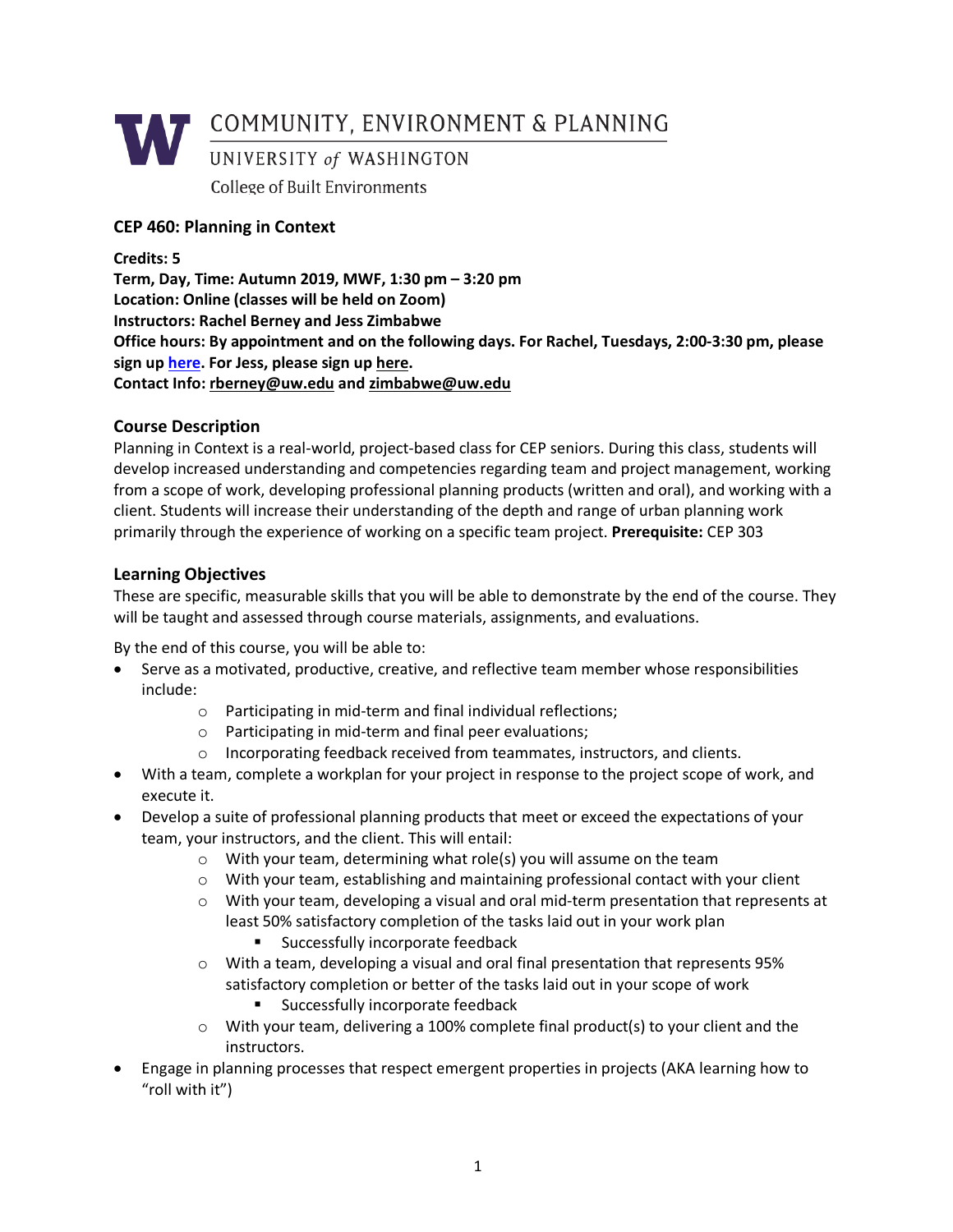COMMUNITY, ENVIRONMENT & PLANNING

UNIVERSITY *of* WASHINGTON

College of Built Environments

# CEP 460: Planning in Context

**Credits: 5**
**Term, Day, Time: Autumn 2019, MWF, 1:30 pm – 3:20 pm**
**Location: Online (classes will be held on Zoom)**
**Instructors: Rachel Berney and Jess Zimbabwe**
**Office hours: By appointment and on the following days. For Rachel, Tuesdays, 2:00-3:30 pm, please sign up here. For Jess, please sign up here.**
**Contact Info: rberney@uw.edu and zimbabwe@uw.edu**

## Course Description

Planning in Context is a real-world, project-based class for CEP seniors. During this class, students will develop increased understanding and competencies regarding team and project management, working from a scope of work, developing professional planning products (written and oral), and working with a client. Students will increase their understanding of the depth and range of urban planning work primarily through the experience of working on a specific team project. **Prerequisite:** CEP 303

## Learning Objectives

These are specific, measurable skills that you will be able to demonstrate by the end of the course. They will be taught and assessed through course materials, assignments, and evaluations.

By the end of this course, you will be able to:

- Serve as a motivated, productive, creative, and reflective team member whose responsibilities include:
  - Participating in mid-term and final individual reflections;
  - Participating in mid-term and final peer evaluations;
  - Incorporating feedback received from teammates, instructors, and clients.
- With a team, complete a workplan for your project in response to the project scope of work, and execute it.
- Develop a suite of professional planning products that meet or exceed the expectations of your team, your instructors, and the client. This will entail:
  - With your team, determining what role(s) you will assume on the team
  - With your team, establishing and maintaining professional contact with your client
  - With your team, developing a visual and oral mid-term presentation that represents at least 50% satisfactory completion of the tasks laid out in your work plan
    - Successfully incorporate feedback
  - With a team, developing a visual and oral final presentation that represents 95% satisfactory completion or better of the tasks laid out in your scope of work
    - Successfully incorporate feedback
  - With your team, delivering a 100% complete final product(s) to your client and the instructors.
- Engage in planning processes that respect emergent properties in projects (AKA learning how to "roll with it")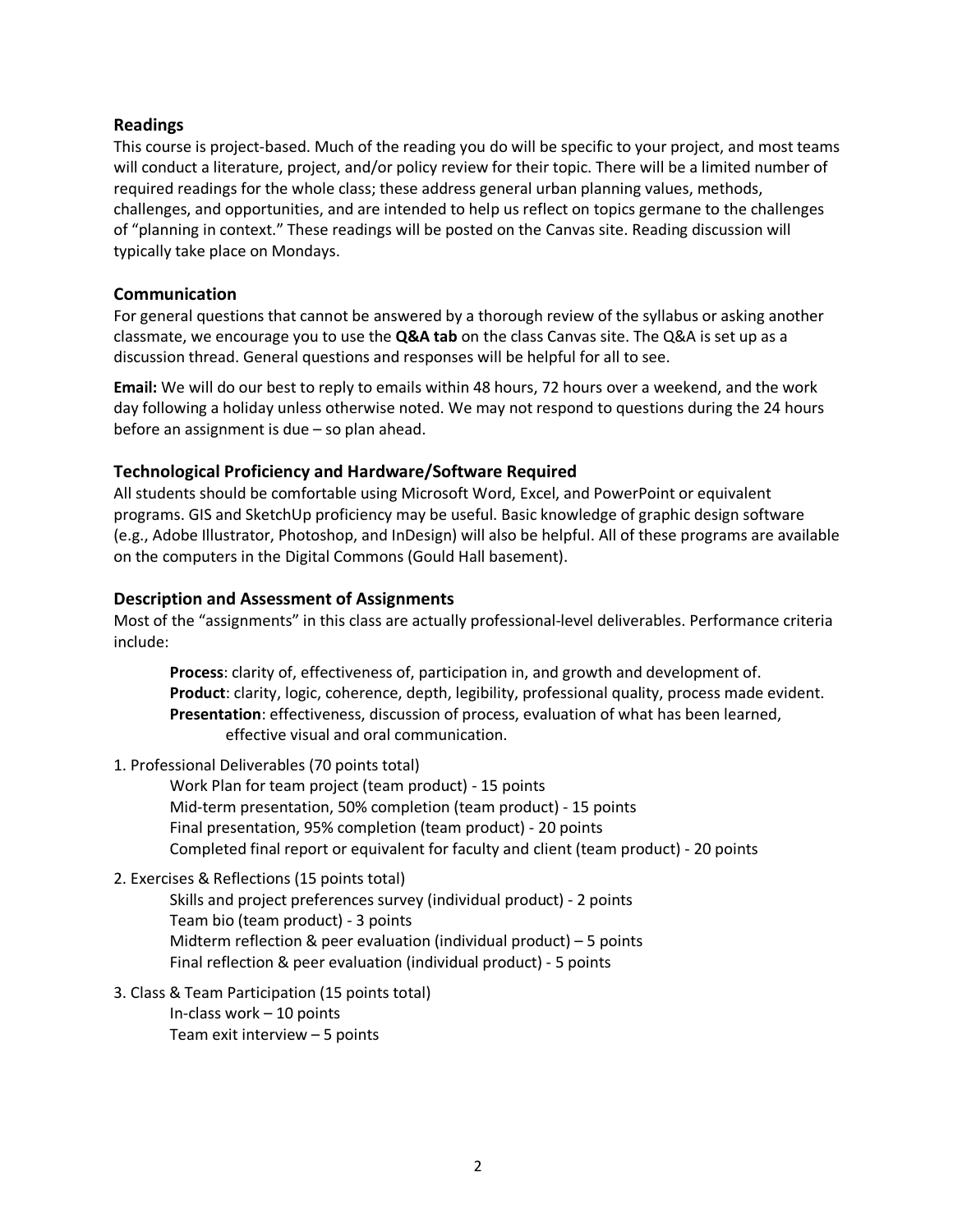## Readings

This course is project-based. Much of the reading you do will be specific to your project, and most teams will conduct a literature, project, and/or policy review for their topic. There will be a limited number of required readings for the whole class; these address general urban planning values, methods, challenges, and opportunities, and are intended to help us reflect on topics germane to the challenges of "planning in context." These readings will be posted on the Canvas site. Reading discussion will typically take place on Mondays.

## Communication

For general questions that cannot be answered by a thorough review of the syllabus or asking another classmate, we encourage you to use the **Q&A tab** on the class Canvas site. The Q&A is set up as a discussion thread. General questions and responses will be helpful for all to see.

**Email:** We will do our best to reply to emails within 48 hours, 72 hours over a weekend, and the work day following a holiday unless otherwise noted. We may not respond to questions during the 24 hours before an assignment is due – so plan ahead.

## Technological Proficiency and Hardware/Software Required

All students should be comfortable using Microsoft Word, Excel, and PowerPoint or equivalent programs. GIS and SketchUp proficiency may be useful. Basic knowledge of graphic design software (e.g., Adobe Illustrator, Photoshop, and InDesign) will also be helpful. All of these programs are available on the computers in the Digital Commons (Gould Hall basement).

## Description and Assessment of Assignments

Most of the "assignments" in this class are actually professional-level deliverables. Performance criteria include:

> **Process**: clarity of, effectiveness of, participation in, and growth and development of.
> **Product**: clarity, logic, coherence, depth, legibility, professional quality, process made evident.
> **Presentation**: effectiveness, discussion of process, evaluation of what has been learned, effective visual and oral communication.

1. Professional Deliverables (70 points total)
   - Work Plan for team project (team product) - 15 points
   - Mid-term presentation, 50% completion (team product) - 15 points
   - Final presentation, 95% completion (team product) - 20 points
   - Completed final report or equivalent for faculty and client (team product) - 20 points

2. Exercises & Reflections (15 points total)
   - Skills and project preferences survey (individual product) - 2 points
   - Team bio (team product) - 3 points
   - Midterm reflection & peer evaluation (individual product) – 5 points
   - Final reflection & peer evaluation (individual product) - 5 points

3. Class & Team Participation (15 points total)
   - In-class work – 10 points
   - Team exit interview – 5 points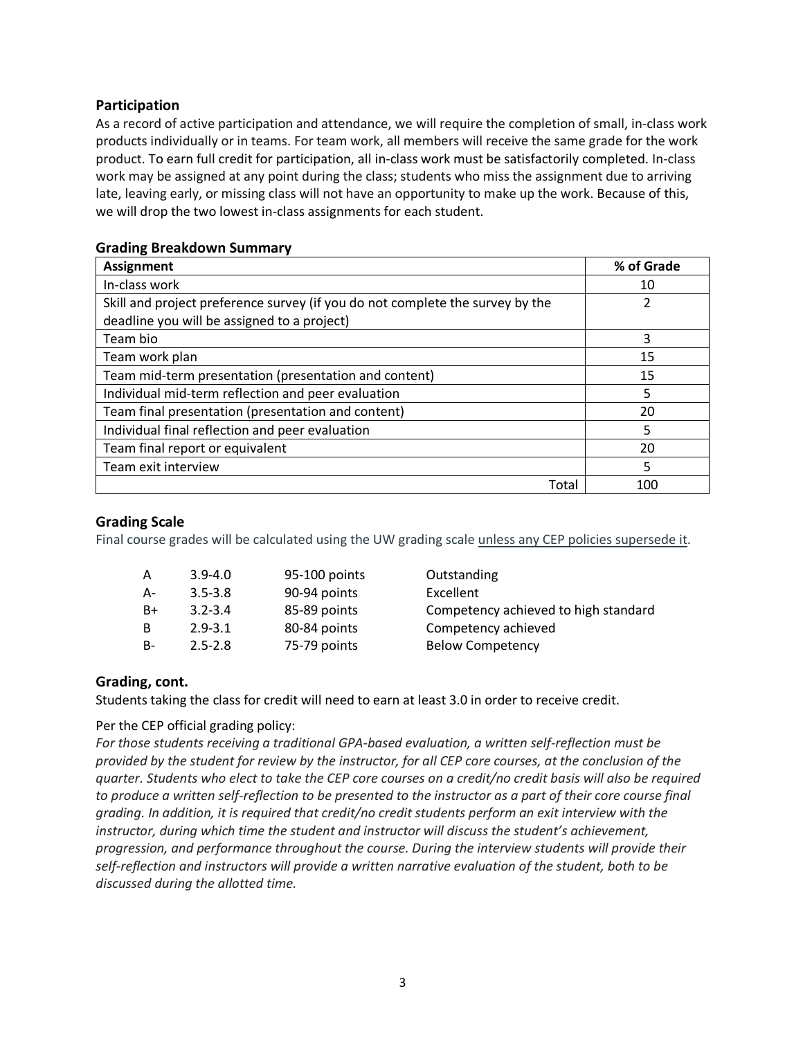### Participation

As a record of active participation and attendance, we will require the completion of small, in-class work products individually or in teams. For team work, all members will receive the same grade for the work product. To earn full credit for participation, all in-class work must be satisfactorily completed. In-class work may be assigned at any point during the class; students who miss the assignment due to arriving late, leaving early, or missing class will not have an opportunity to make up the work. Because of this, we will drop the two lowest in-class assignments for each student.

### Grading Breakdown Summary

| Assignment | % of Grade |
| --- | --- |
| In-class work | 10 |
| Skill and project preference survey (if you do not complete the survey by the deadline you will be assigned to a project) | 2 |
| Team bio | 3 |
| Team work plan | 15 |
| Team mid-term presentation (presentation and content) | 15 |
| Individual mid-term reflection and peer evaluation | 5 |
| Team final presentation (presentation and content) | 20 |
| Individual final reflection and peer evaluation | 5 |
| Team final report or equivalent | 20 |
| Team exit interview | 5 |
| Total | 100 |

### Grading Scale

Final course grades will be calculated using the UW grading scale unless any CEP policies supersede it.

| | | | |
| --- | --- | --- | --- |
| A | 3.9-4.0 | 95-100 points | Outstanding |
| A- | 3.5-3.8 | 90-94 points | Excellent |
| B+ | 3.2-3.4 | 85-89 points | Competency achieved to high standard |
| B | 2.9-3.1 | 80-84 points | Competency achieved |
| B- | 2.5-2.8 | 75-79 points | Below Competency |

### Grading, cont.

Students taking the class for credit will need to earn at least 3.0 in order to receive credit.

Per the CEP official grading policy:

*For those students receiving a traditional GPA-based evaluation, a written self-reflection must be provided by the student for review by the instructor, for all CEP core courses, at the conclusion of the quarter. Students who elect to take the CEP core courses on a credit/no credit basis will also be required to produce a written self-reflection to be presented to the instructor as a part of their core course final grading. In addition, it is required that credit/no credit students perform an exit interview with the instructor, during which time the student and instructor will discuss the student's achievement, progression, and performance throughout the course. During the interview students will provide their self-reflection and instructors will provide a written narrative evaluation of the student, both to be discussed during the allotted time.*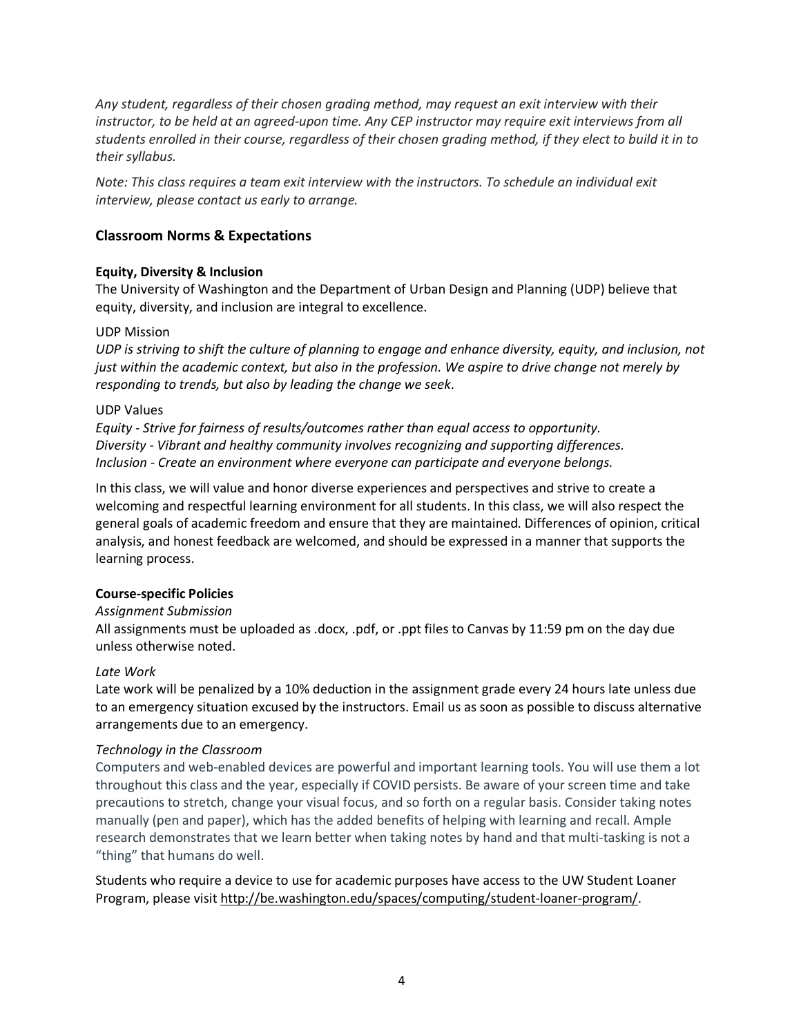*Any student, regardless of their chosen grading method, may request an exit interview with their instructor, to be held at an agreed-upon time. Any CEP instructor may require exit interviews from all students enrolled in their course, regardless of their chosen grading method, if they elect to build it in to their syllabus.*

*Note: This class requires a team exit interview with the instructors. To schedule an individual exit interview, please contact us early to arrange.*

## Classroom Norms & Expectations

### Equity, Diversity & Inclusion

The University of Washington and the Department of Urban Design and Planning (UDP) believe that equity, diversity, and inclusion are integral to excellence.

UDP Mission

*UDP is striving to shift the culture of planning to engage and enhance diversity, equity, and inclusion, not just within the academic context, but also in the profession. We aspire to drive change not merely by responding to trends, but also by leading the change we seek*.

UDP Values

*Equity - Strive for fairness of results/outcomes rather than equal access to opportunity.*
*Diversity - Vibrant and healthy community involves recognizing and supporting differences.*
*Inclusion - Create an environment where everyone can participate and everyone belongs.*

In this class, we will value and honor diverse experiences and perspectives and strive to create a welcoming and respectful learning environment for all students. In this class, we will also respect the general goals of academic freedom and ensure that they are maintained. Differences of opinion, critical analysis, and honest feedback are welcomed, and should be expressed in a manner that supports the learning process.

### Course-specific Policies

*Assignment Submission*

All assignments must be uploaded as .docx, .pdf, or .ppt files to Canvas by 11:59 pm on the day due unless otherwise noted.

*Late Work*

Late work will be penalized by a 10% deduction in the assignment grade every 24 hours late unless due to an emergency situation excused by the instructors. Email us as soon as possible to discuss alternative arrangements due to an emergency.

*Technology in the Classroom*

Computers and web-enabled devices are powerful and important learning tools. You will use them a lot throughout this class and the year, especially if COVID persists. Be aware of your screen time and take precautions to stretch, change your visual focus, and so forth on a regular basis. Consider taking notes manually (pen and paper), which has the added benefits of helping with learning and recall. Ample research demonstrates that we learn better when taking notes by hand and that multi-tasking is not a "thing" that humans do well.

Students who require a device to use for academic purposes have access to the UW Student Loaner Program, please visit http://be.washington.edu/spaces/computing/student-loaner-program/.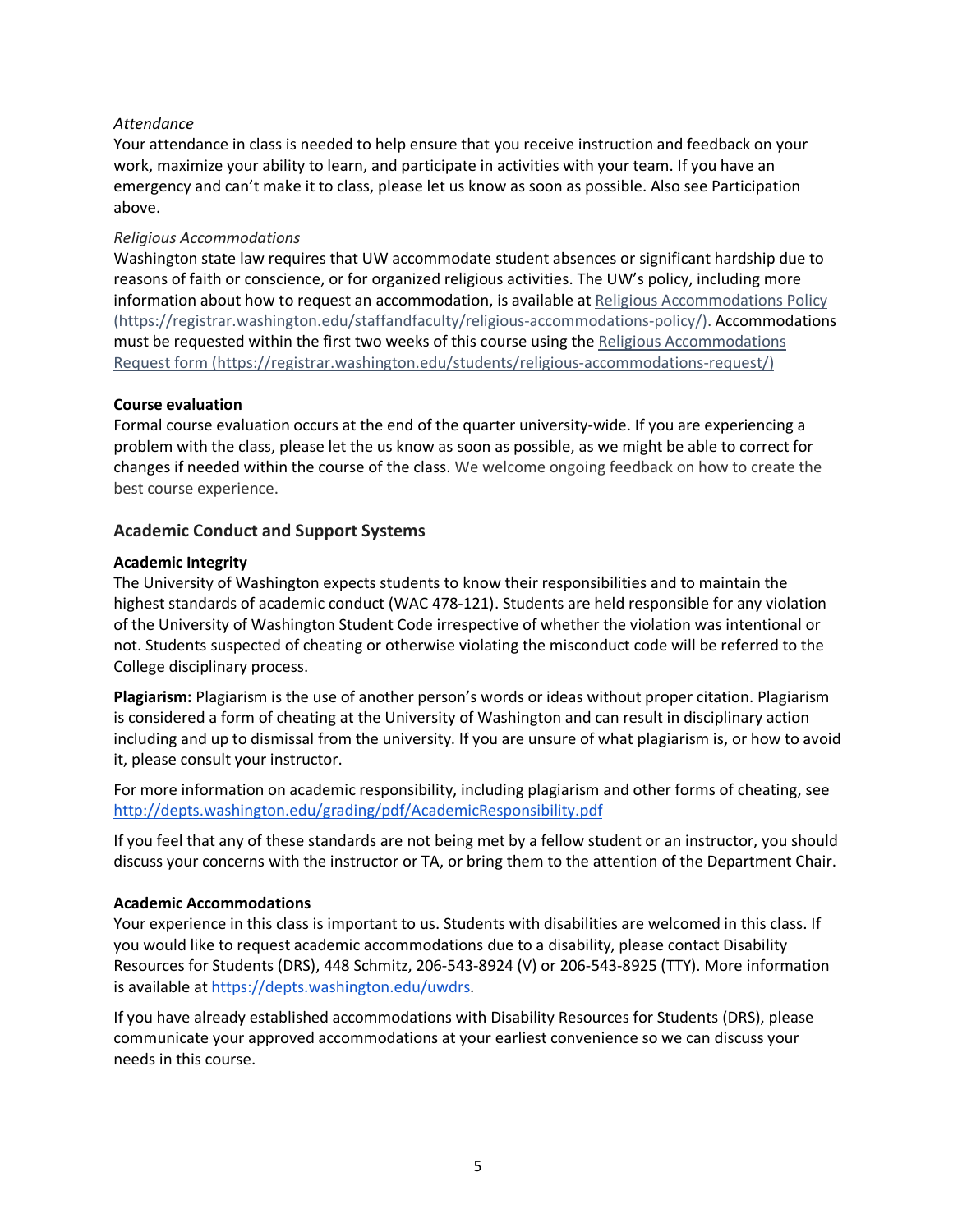*Attendance*

Your attendance in class is needed to help ensure that you receive instruction and feedback on your work, maximize your ability to learn, and participate in activities with your team. If you have an emergency and can't make it to class, please let us know as soon as possible. Also see Participation above.

*Religious Accommodations*

Washington state law requires that UW accommodate student absences or significant hardship due to reasons of faith or conscience, or for organized religious activities. The UW's policy, including more information about how to request an accommodation, is available at Religious Accommodations Policy (https://registrar.washington.edu/staffandfaculty/religious-accommodations-policy/). Accommodations must be requested within the first two weeks of this course using the Religious Accommodations Request form (https://registrar.washington.edu/students/religious-accommodations-request/)

**Course evaluation**

Formal course evaluation occurs at the end of the quarter university-wide. If you are experiencing a problem with the class, please let the us know as soon as possible, as we might be able to correct for changes if needed within the course of the class. We welcome ongoing feedback on how to create the best course experience.

### Academic Conduct and Support Systems

**Academic Integrity**

The University of Washington expects students to know their responsibilities and to maintain the highest standards of academic conduct (WAC 478-121). Students are held responsible for any violation of the University of Washington Student Code irrespective of whether the violation was intentional or not. Students suspected of cheating or otherwise violating the misconduct code will be referred to the College disciplinary process.

**Plagiarism:** Plagiarism is the use of another person's words or ideas without proper citation. Plagiarism is considered a form of cheating at the University of Washington and can result in disciplinary action including and up to dismissal from the university. If you are unsure of what plagiarism is, or how to avoid it, please consult your instructor.

For more information on academic responsibility, including plagiarism and other forms of cheating, see http://depts.washington.edu/grading/pdf/AcademicResponsibility.pdf

If you feel that any of these standards are not being met by a fellow student or an instructor, you should discuss your concerns with the instructor or TA, or bring them to the attention of the Department Chair.

**Academic Accommodations**

Your experience in this class is important to us. Students with disabilities are welcomed in this class. If you would like to request academic accommodations due to a disability, please contact Disability Resources for Students (DRS), 448 Schmitz, 206-543-8924 (V) or 206-543-8925 (TTY). More information is available at https://depts.washington.edu/uwdrs.

If you have already established accommodations with Disability Resources for Students (DRS), please communicate your approved accommodations at your earliest convenience so we can discuss your needs in this course.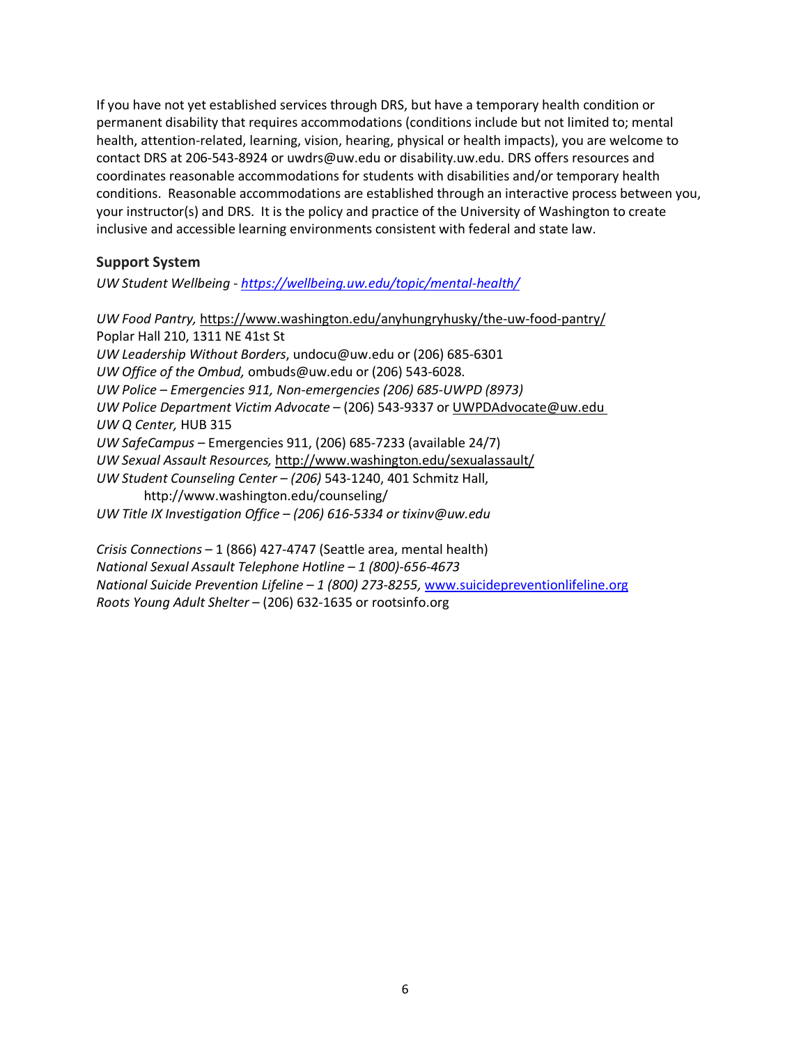If you have not yet established services through DRS, but have a temporary health condition or permanent disability that requires accommodations (conditions include but not limited to; mental health, attention-related, learning, vision, hearing, physical or health impacts), you are welcome to contact DRS at 206-543-8924 or uwdrs@uw.edu or disability.uw.edu. DRS offers resources and coordinates reasonable accommodations for students with disabilities and/or temporary health conditions. Reasonable accommodations are established through an interactive process between you, your instructor(s) and DRS. It is the policy and practice of the University of Washington to create inclusive and accessible learning environments consistent with federal and state law.

### Support System

*UW Student Wellbeing - https://wellbeing.uw.edu/topic/mental-health/*

*UW Food Pantry,* https://www.washington.edu/anyhungryhusky/the-uw-food-pantry/
Poplar Hall 210, 1311 NE 41st St
*UW Leadership Without Borders*, undocu@uw.edu or (206) 685-6301
*UW Office of the Ombud,* ombuds@uw.edu or (206) 543-6028.
*UW Police – Emergencies 911, Non-emergencies (206) 685-UWPD (8973)*
*UW Police Department Victim Advocate* – (206) 543-9337 or UWPDAdvocate@uw.edu
*UW Q Center,* HUB 315
*UW SafeCampus* – Emergencies 911, (206) 685-7233 (available 24/7)
*UW Sexual Assault Resources,* http://www.washington.edu/sexualassault/
*UW Student Counseling Center – (206)* 543-1240, 401 Schmitz Hall,
http://www.washington.edu/counseling/
*UW Title IX Investigation Office – (206) 616-5334 or tixinv@uw.edu*

*Crisis Connections* – 1 (866) 427-4747 (Seattle area, mental health)
*National Sexual Assault Telephone Hotline – 1 (800)-656-4673*
*National Suicide Prevention Lifeline – 1 (800) 273-8255,* www.suicidepreventionlifeline.org
*Roots Young Adult Shelter* – (206) 632-1635 or rootsinfo.org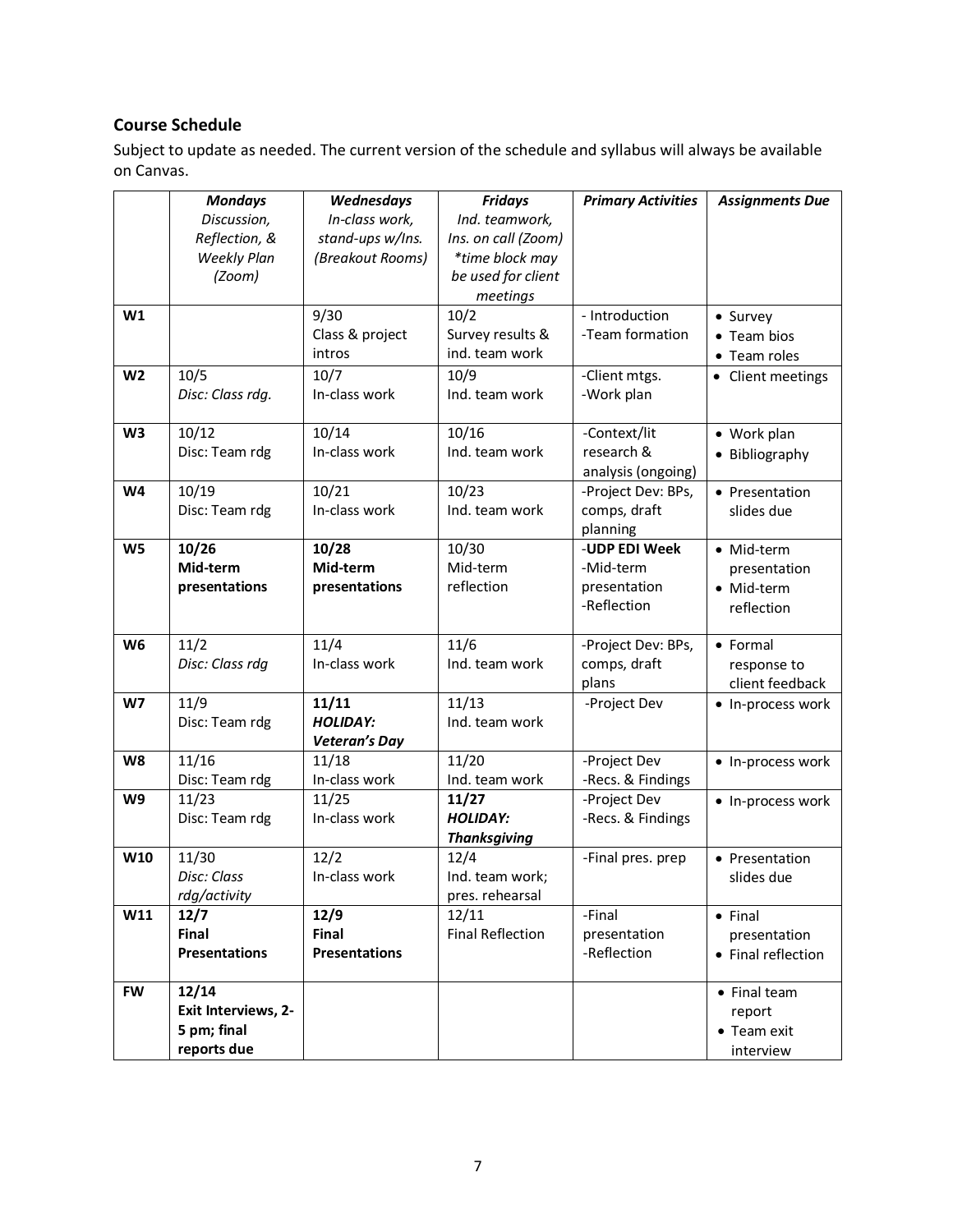### Course Schedule

Subject to update as needed. The current version of the schedule and syllabus will always be available on Canvas.

| | ***Mondays*** *Discussion, Reflection, & Weekly Plan (Zoom)* | ***Wednesdays*** *In-class work, stand-ups w/Ins. (Breakout Rooms)* | ***Fridays*** *Ind. teamwork, Ins. on call (Zoom) \*time block may be used for client meetings* | ***Primary Activities*** | ***Assignments Due*** |
|---|---|---|---|---|---|
| **W1** | | 9/30 Class & project intros | 10/2 Survey results & ind. team work | - Introduction -Team formation | • Survey • Team bios • Team roles |
| **W2** | 10/5 *Disc: Class rdg.* | 10/7 In-class work | 10/9 Ind. team work | -Client mtgs. -Work plan | • Client meetings |
| **W3** | 10/12 Disc: Team rdg | 10/14 In-class work | 10/16 Ind. team work | -Context/lit research & analysis (ongoing) | • Work plan • Bibliography |
| **W4** | 10/19 Disc: Team rdg | 10/21 In-class work | 10/23 Ind. team work | -Project Dev: BPs, comps, draft planning | • Presentation slides due |
| **W5** | **10/26 Mid-term presentations** | **10/28 Mid-term presentations** | 10/30 Mid-term reflection | -**UDP EDI Week** -Mid-term presentation -Reflection | • Mid-term presentation • Mid-term reflection |
| **W6** | 11/2 *Disc: Class rdg* | 11/4 In-class work | 11/6 Ind. team work | -Project Dev: BPs, comps, draft plans | • Formal response to client feedback |
| **W7** | 11/9 Disc: Team rdg | **11/11 *HOLIDAY: Veteran's Day*** | 11/13 Ind. team work | -Project Dev | • In-process work |
| **W8** | 11/16 Disc: Team rdg | 11/18 In-class work | 11/20 Ind. team work | -Project Dev -Recs. & Findings | • In-process work |
| **W9** | 11/23 Disc: Team rdg | 11/25 In-class work | **11/27 *HOLIDAY: Thanksgiving*** | -Project Dev -Recs. & Findings | • In-process work |
| **W10** | 11/30 *Disc: Class rdg/activity* | 12/2 In-class work | 12/4 Ind. team work; pres. rehearsal | -Final pres. prep | • Presentation slides due |
| **W11** | **12/7 Final Presentations** | **12/9 Final Presentations** | 12/11 Final Reflection | -Final presentation -Reflection | • Final presentation • Final reflection |
| **FW** | **12/14 Exit Interviews, 2-5 pm; final reports due** | | | | • Final team report • Team exit interview |